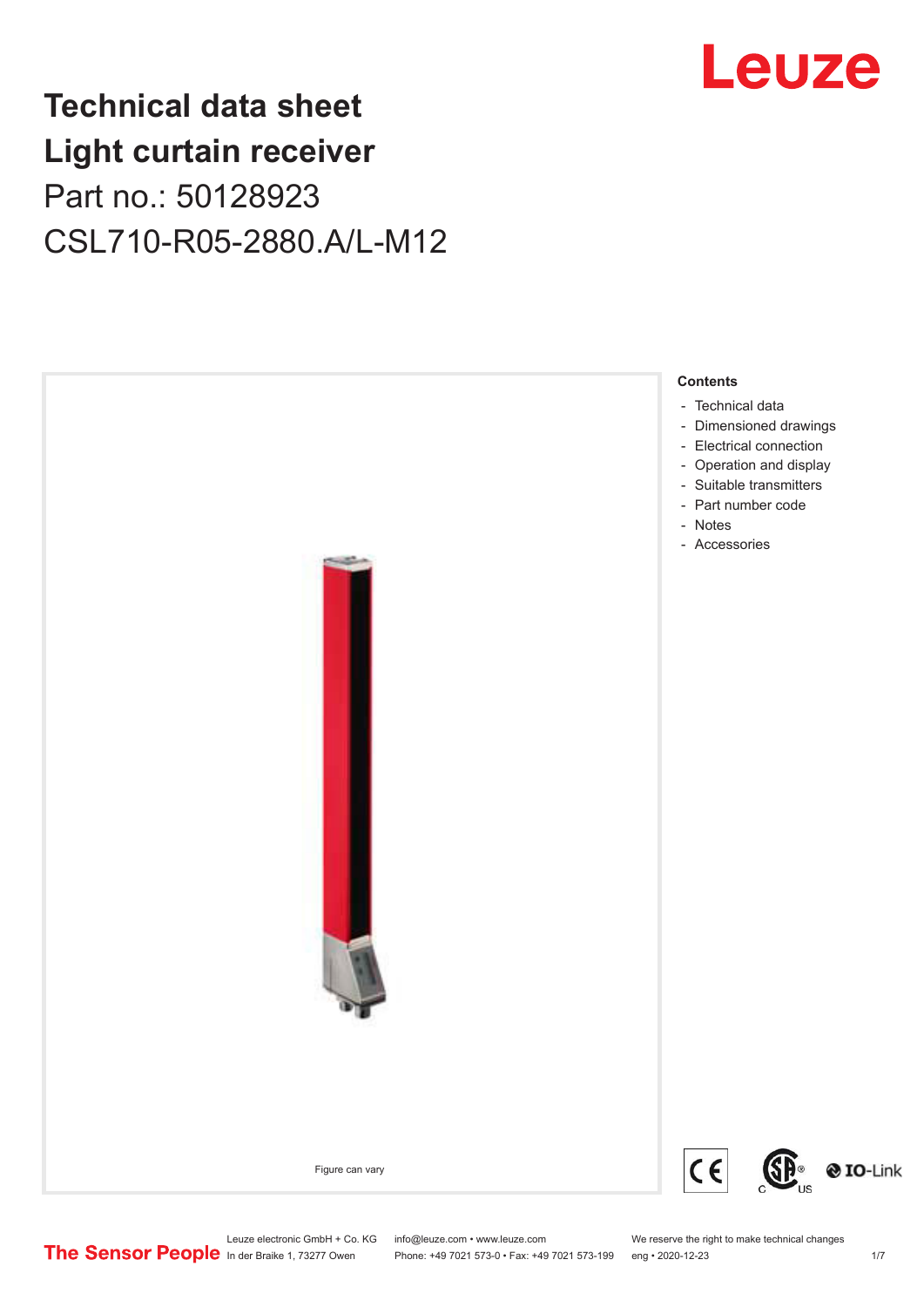# Technical data sheet
# Light curtain receiver
## Part no.: 50128923
## CSL710-R05-2880.A/L-M12

Figure can vary

**Contents**

- Technical data
- Dimensioned drawings
- Electrical connection
- Operation and display
- Suitable transmitters
- Part number code
- Notes
- Accessories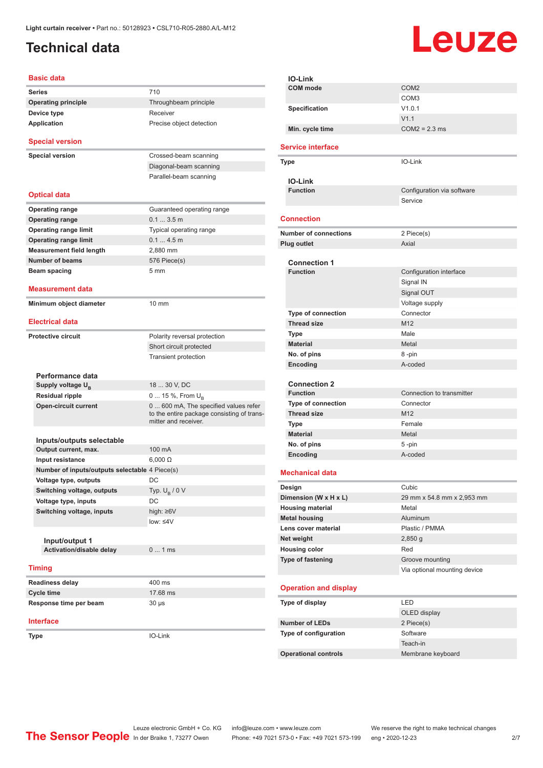Light curtain receiver • Part no.: 50128923 • CSL710-R05-2880.A/L-M12

# Technical data

## Basic data

| | |
|---|---|
| **Series** | 710 |
| **Operating principle** | Throughbeam principle |
| **Device type** | Receiver |
| **Application** | Precise object detection |

## Special version

| | |
|---|---|
| **Special version** | Crossed-beam scanning |
| | Diagonal-beam scanning |
| | Parallel-beam scanning |

## Optical data

| | |
|---|---|
| **Operating range** | Guaranteed operating range |
| **Operating range** | 0.1 ... 3.5 m |
| **Operating range limit** | Typical operating range |
| **Operating range limit** | 0.1 ... 4.5 m |
| **Measurement field length** | 2,880 mm |
| **Number of beams** | 576 Piece(s) |
| **Beam spacing** | 5 mm |

## Measurement data

| | |
|---|---|
| **Minimum object diameter** | 10 mm |

## Electrical data

| | |
|---|---|
| **Protective circuit** | Polarity reversal protection |
| | Short circuit protected |
| | Transient protection |

### Performance data

| | |
|---|---|
| **Supply voltage $U_B$** | 18 ... 30 V, DC |
| **Residual ripple** | 0 ... 15 %, From $U_B$ |
| **Open-circuit current** | 0 ... 600 mA, The specified values refer to the entire package consisting of transmitter and receiver. |

### Inputs/outputs selectable

| | |
|---|---|
| **Output current, max.** | 100 mA |
| **Input resistance** | 6,000 Ω |
| **Number of inputs/outputs selectable** | 4 Piece(s) |
| **Voltage type, outputs** | DC |
| **Switching voltage, outputs** | Typ. $U_B$ / 0 V |
| **Voltage type, inputs** | DC |
| **Switching voltage, inputs** | high: ≥6V |
| | low: ≤4V |

#### Input/output 1

| | |
|---|---|
| **Activation/disable delay** | 0 ... 1 ms |

## Timing

| | |
|---|---|
| **Readiness delay** | 400 ms |
| **Cycle time** | 17.68 ms |
| **Response time per beam** | 30 µs |

## Interface

| | |
|---|---|
| **Type** | IO-Link |

### IO-Link

| | |
|---|---|
| **COM mode** | COM2 |
| | COM3 |
| **Specification** | V1.0.1 |
| | V1.1 |
| **Min. cycle time** | COM2 = 2.3 ms |

## Service interface

| | |
|---|---|
| **Type** | IO-Link |

### IO-Link

| | |
|---|---|
| **Function** | Configuration via software |
| | Service |

## Connection

| | |
|---|---|
| **Number of connections** | 2 Piece(s) |
| **Plug outlet** | Axial |

### Connection 1

| | |
|---|---|
| **Function** | Configuration interface |
| | Signal IN |
| | Signal OUT |
| | Voltage supply |
| **Type of connection** | Connector |
| **Thread size** | M12 |
| **Type** | Male |
| **Material** | Metal |
| **No. of pins** | 8 -pin |
| **Encoding** | A-coded |

### Connection 2

| | |
|---|---|
| **Function** | Connection to transmitter |
| **Type of connection** | Connector |
| **Thread size** | M12 |
| **Type** | Female |
| **Material** | Metal |
| **No. of pins** | 5 -pin |
| **Encoding** | A-coded |

## Mechanical data

| | |
|---|---|
| **Design** | Cubic |
| **Dimension (W x H x L)** | 29 mm x 54.8 mm x 2,953 mm |
| **Housing material** | Metal |
| **Metal housing** | Aluminum |
| **Lens cover material** | Plastic / PMMA |
| **Net weight** | 2,850 g |
| **Housing color** | Red |
| **Type of fastening** | Groove mounting |
| | Via optional mounting device |

## Operation and display

| | |
|---|---|
| **Type of display** | LED |
| | OLED display |
| **Number of LEDs** | 2 Piece(s) |
| **Type of configuration** | Software |
| | Teach-in |
| **Operational controls** | Membrane keyboard |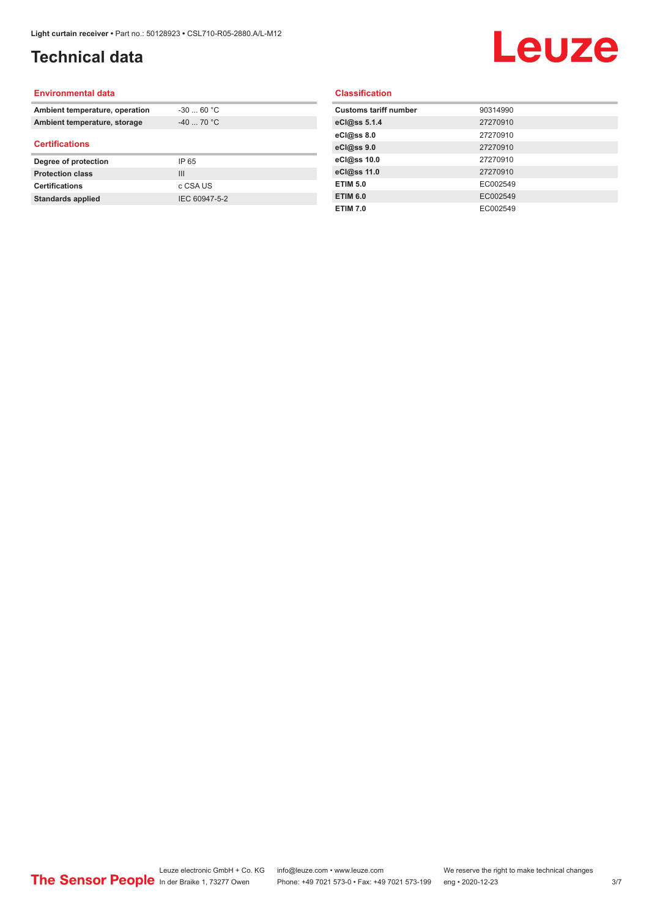# Technical data

## Environmental data

| | |
|---|---|
| **Ambient temperature, operation** | -30 ... 60 °C |
| **Ambient temperature, storage** | -40 ... 70 °C |

## Certifications

| | |
|---|---|
| **Degree of protection** | IP 65 |
| **Protection class** | III |
| **Certifications** | c CSA US |
| **Standards applied** | IEC 60947-5-2 |

## Classification

| | |
|---|---|
| **Customs tariff number** | 90314990 |
| **eCl@ss 5.1.4** | 27270910 |
| **eCl@ss 8.0** | 27270910 |
| **eCl@ss 9.0** | 27270910 |
| **eCl@ss 10.0** | 27270910 |
| **eCl@ss 11.0** | 27270910 |
| **ETIM 5.0** | EC002549 |
| **ETIM 6.0** | EC002549 |
| **ETIM 7.0** | EC002549 |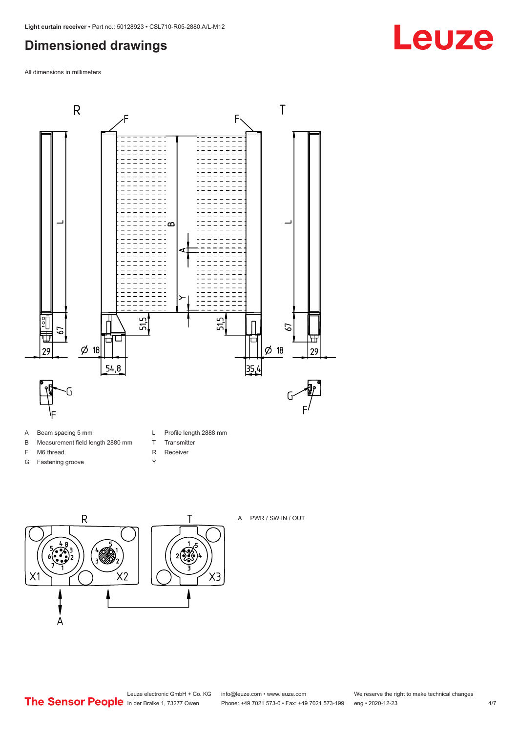## Dimensioned drawings

All dimensions in millimeters

| | | | |
|---|---|---|---|
| A | Beam spacing 5 mm | L | Profile length 2888 mm |
| B | Measurement field length 2880 mm | T | Transmitter |
| F | M6 thread | R | Receiver |
| G | Fastening groove | Y | |

A PWR / SW IN / OUT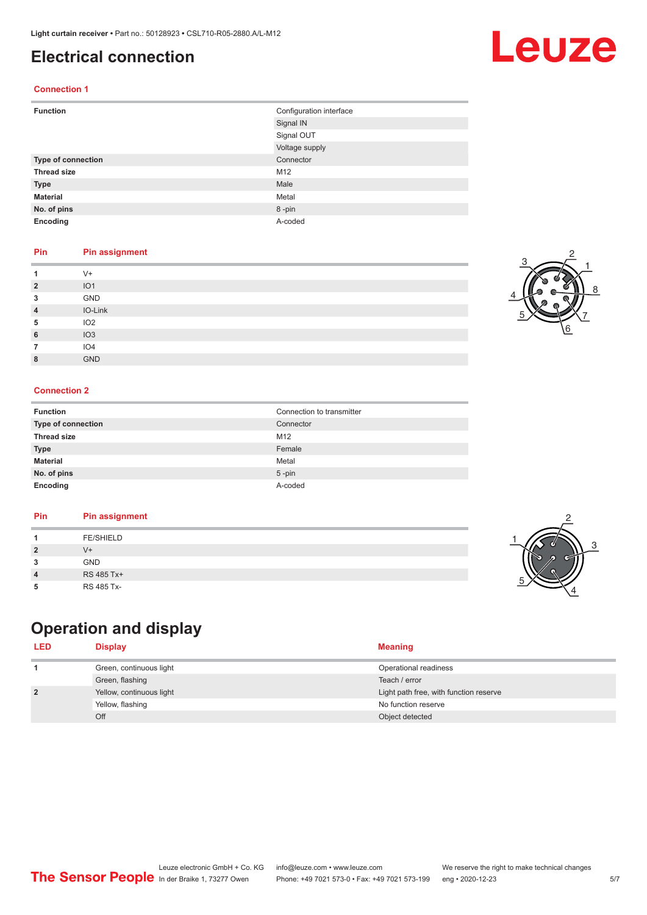# Electrical connection

## Connection 1

| | |
|---|---|
| **Function** | Configuration interface |
| | Signal IN |
| | Signal OUT |
| | Voltage supply |
| **Type of connection** | Connector |
| **Thread size** | M12 |
| **Type** | Male |
| **Material** | Metal |
| **No. of pins** | 8 -pin |
| **Encoding** | A-coded |

| Pin | Pin assignment |
|---|---|
| **1** | V+ |
| **2** | IO1 |
| **3** | GND |
| **4** | IO-Link |
| **5** | IO2 |
| **6** | IO3 |
| **7** | IO4 |
| **8** | GND |

## Connection 2

| | |
|---|---|
| **Function** | Connection to transmitter |
| **Type of connection** | Connector |
| **Thread size** | M12 |
| **Type** | Female |
| **Material** | Metal |
| **No. of pins** | 5 -pin |
| **Encoding** | A-coded |

| Pin | Pin assignment |
|---|---|
| **1** | FE/SHIELD |
| **2** | V+ |
| **3** | GND |
| **4** | RS 485 Tx+ |
| **5** | RS 485 Tx- |

# Operation and display

| LED | Display | Meaning |
|---|---|---|
| **1** | Green, continuous light | Operational readiness |
| | Green, flashing | Teach / error |
| **2** | Yellow, continuous light | Light path free, with function reserve |
| | Yellow, flashing | No function reserve |
| | Off | Object detected |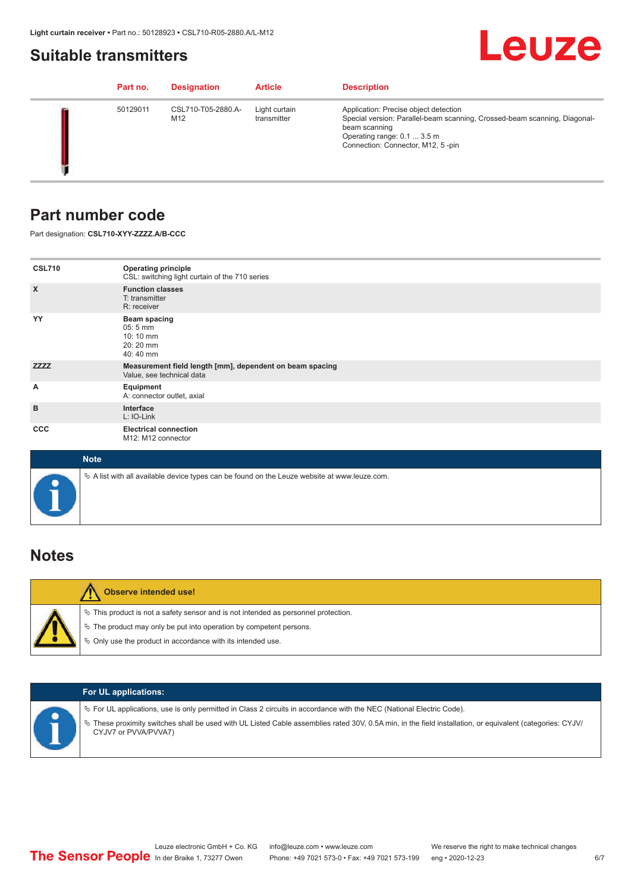## Suitable transmitters

| Part no. | Designation | Article | Description |
| --- | --- | --- | --- |
| 50129011 | CSL710-T05-2880.A-M12 | Light curtain transmitter | Application: Precise object detection<br>Special version: Parallel-beam scanning, Crossed-beam scanning, Diagonal-beam scanning<br>Operating range: 0.1 ... 3.5 m<br>Connection: Connector, M12, 5 -pin |

## Part number code

Part designation: **CSL710-XYY-ZZZZ.A/B-CCC**

| | |
| --- | --- |
| **CSL710** | **Operating principle**<br>CSL: switching light curtain of the 710 series |
| **X** | **Function classes**<br>T: transmitter<br>R: receiver |
| **YY** | **Beam spacing**<br>05: 5 mm<br>10: 10 mm<br>20: 20 mm<br>40: 40 mm |
| **ZZZZ** | **Measurement field length [mm], dependent on beam spacing**<br>Value, see technical data |
| **A** | **Equipment**<br>A: connector outlet, axial |
| **B** | **Interface**<br>L: IO-Link |
| **CCC** | **Electrical connection**<br>M12: M12 connector |

**Note**

- A list with all available device types can be found on the Leuze website at www.leuze.com.

## Notes

**Observe intended use!**

- This product is not a safety sensor and is not intended as personnel protection.
- The product may only be put into operation by competent persons.
- Only use the product in accordance with its intended use.

**For UL applications:**

- For UL applications, use is only permitted in Class 2 circuits in accordance with the NEC (National Electric Code).
- These proximity switches shall be used with UL Listed Cable assemblies rated 30V, 0.5A min, in the field installation, or equivalent (categories: CYJV/CYJV7 or PVVA/PVVA7)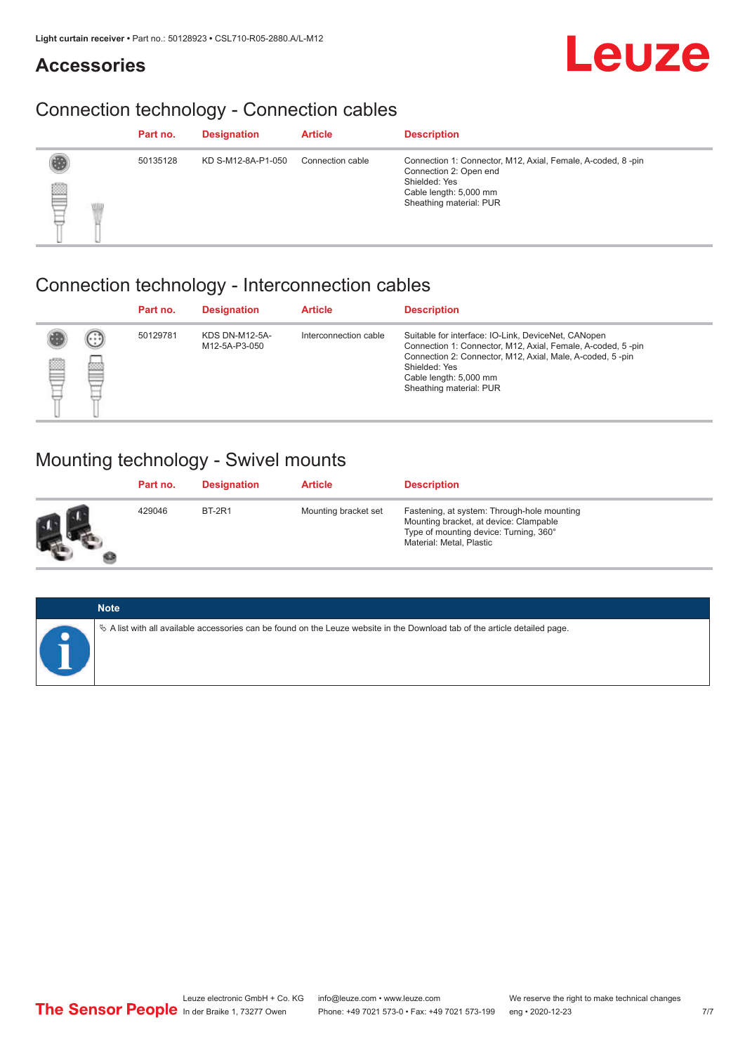## Accessories

### Connection technology - Connection cables

| | Part no. | Designation | Article | Description |
|---|---|---|---|---|
| | 50135128 | KD S-M12-8A-P1-050 | Connection cable | Connection 1: Connector, M12, Axial, Female, A-coded, 8 -pin<br>Connection 2: Open end<br>Shielded: Yes<br>Cable length: 5,000 mm<br>Sheathing material: PUR |

### Connection technology - Interconnection cables

| | Part no. | Designation | Article | Description |
|---|---|---|---|---|
| | 50129781 | KDS DN-M12-5A-M12-5A-P3-050 | Interconnection cable | Suitable for interface: IO-Link, DeviceNet, CANopen<br>Connection 1: Connector, M12, Axial, Female, A-coded, 5 -pin<br>Connection 2: Connector, M12, Axial, Male, A-coded, 5 -pin<br>Shielded: Yes<br>Cable length: 5,000 mm<br>Sheathing material: PUR |

### Mounting technology - Swivel mounts

| | Part no. | Designation | Article | Description |
|---|---|---|---|---|
| | 429046 | BT-2R1 | Mounting bracket set | Fastening, at system: Through-hole mounting<br>Mounting bracket, at device: Clampable<br>Type of mounting device: Turning, 360°<br>Material: Metal, Plastic |

**Note**

A list with all available accessories can be found on the Leuze website in the Download tab of the article detailed page.